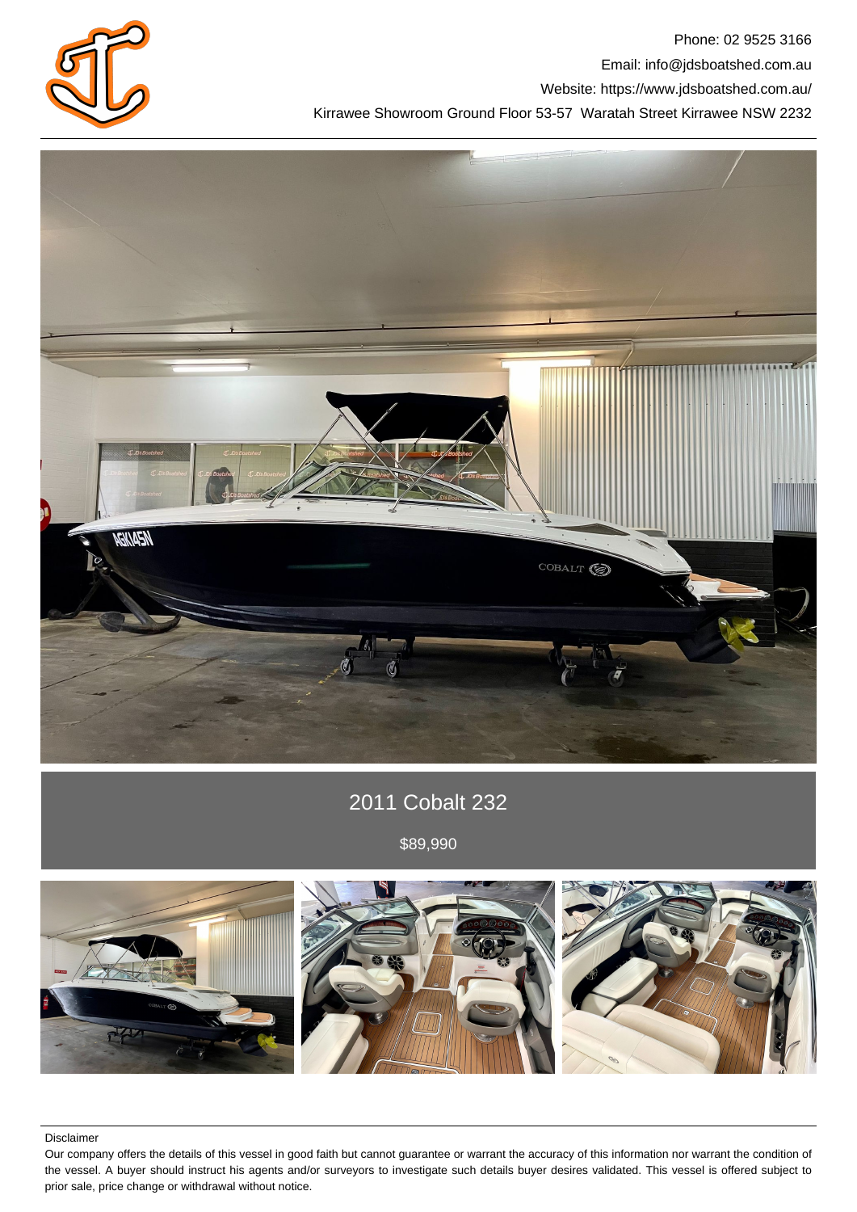Phone: 02 9525 3166

Email: info@jdsboatshed.com.au

Website: https://www.jdsboatshed.com.au/

Kirrawee Showroom Ground Floor 53-57 Waratah Street Kirrawee NSW 2232

# 2011 Cobalt 232

$89,990

Disclaimer

Our company offers the details of this vessel in good faith but cannot guarantee or warrant the accuracy of this information nor warrant the condition of the vessel. A buyer should instruct his agents and/or surveyors to investigate such details buyer desires validated. This vessel is offered subject to prior sale, price change or withdrawal without notice.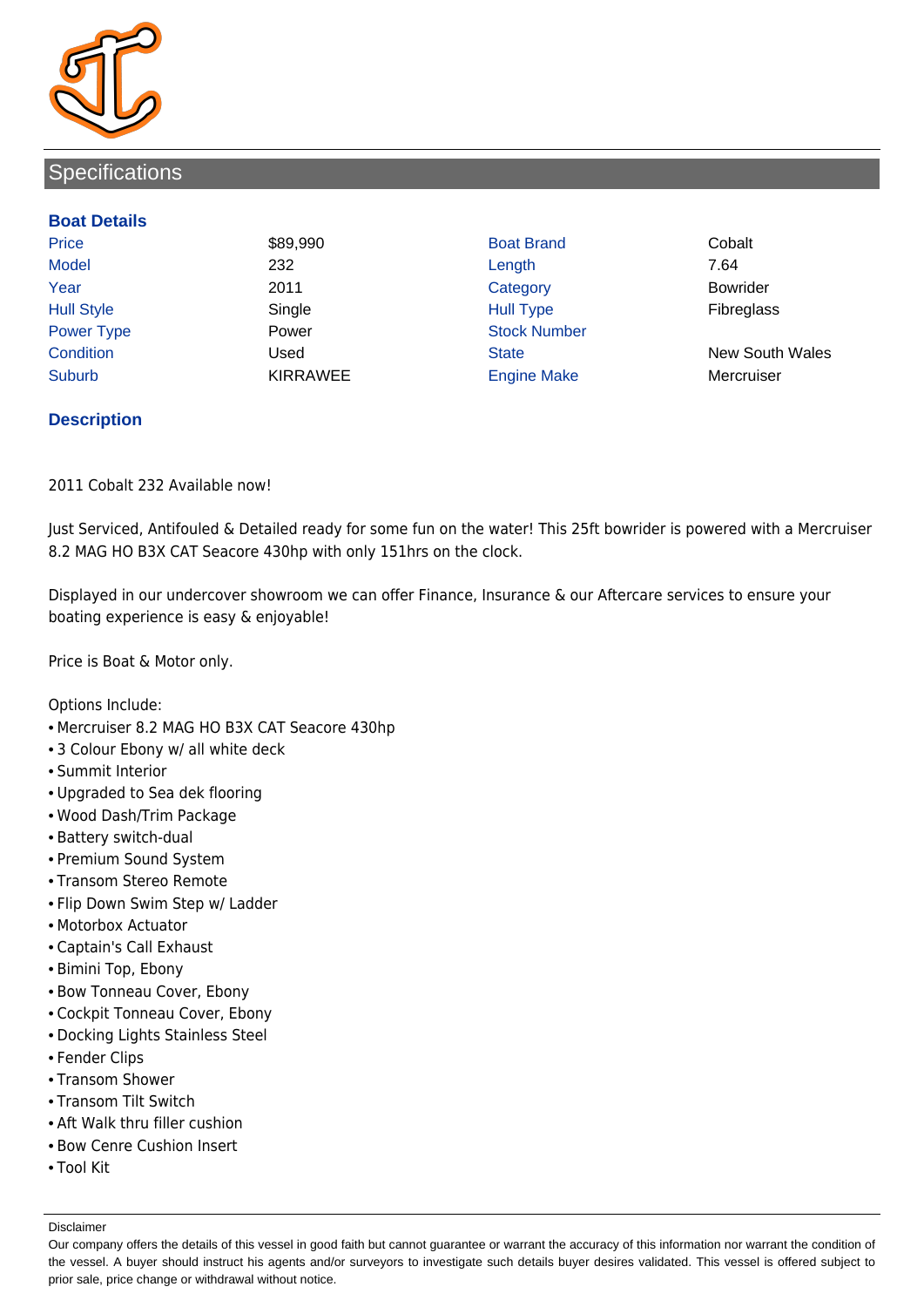## Specifications

### Boat Details

| | | | |
|---|---|---|---|
| Price | $89,990 | Boat Brand | Cobalt |
| Model | 232 | Length | 7.64 |
| Year | 2011 | Category | Bowrider |
| Hull Style | Single | Hull Type | Fibreglass |
| Power Type | Power | Stock Number | |
| Condition | Used | State | New South Wales |
| Suburb | KIRRAWEE | Engine Make | Mercruiser |

### Description

2011 Cobalt 232 Available now!

Just Serviced, Antifouled & Detailed ready for some fun on the water! This 25ft bowrider is powered with a Mercruiser 8.2 MAG HO B3X CAT Seacore 430hp with only 151hrs on the clock.

Displayed in our undercover showroom we can offer Finance, Insurance & our Aftercare services to ensure your boating experience is easy & enjoyable!

Price is Boat & Motor only.

Options Include:
- Mercruiser 8.2 MAG HO B3X CAT Seacore 430hp
- 3 Colour Ebony w/ all white deck
- Summit Interior
- Upgraded to Sea dek flooring
- Wood Dash/Trim Package
- Battery switch-dual
- Premium Sound System
- Transom Stereo Remote
- Flip Down Swim Step w/ Ladder
- Motorbox Actuator
- Captain's Call Exhaust
- Bimini Top, Ebony
- Bow Tonneau Cover, Ebony
- Cockpit Tonneau Cover, Ebony
- Docking Lights Stainless Steel
- Fender Clips
- Transom Shower
- Transom Tilt Switch
- Aft Walk thru filler cushion
- Bow Cenre Cushion Insert
- Tool Kit

Disclaimer

Our company offers the details of this vessel in good faith but cannot guarantee or warrant the accuracy of this information nor warrant the condition of the vessel. A buyer should instruct his agents and/or surveyors to investigate such details buyer desires validated. This vessel is offered subject to prior sale, price change or withdrawal without notice.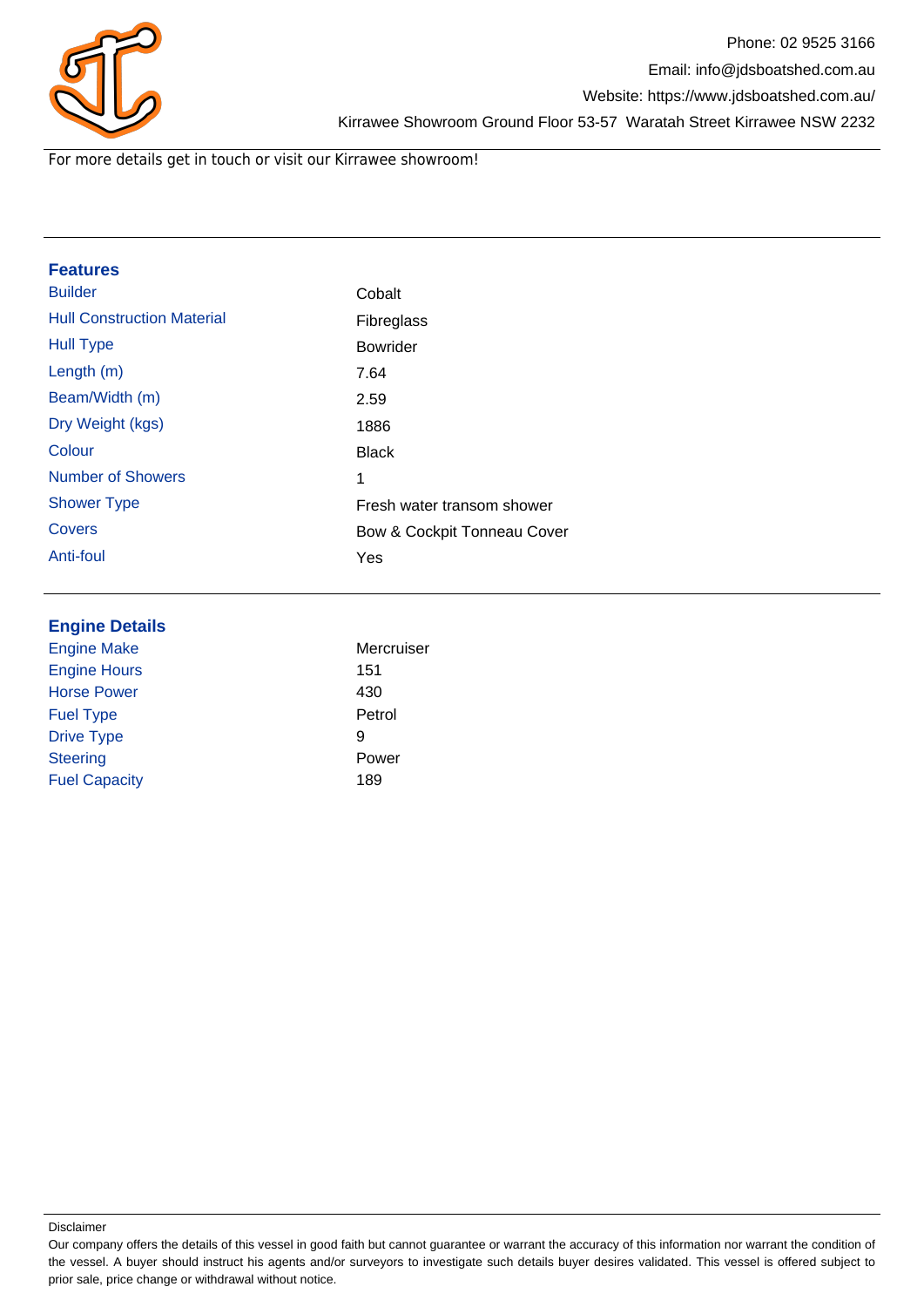Phone: 02 9525 3166

Email: info@jdsboatshed.com.au

Website: https://www.jdsboatshed.com.au/

Kirrawee Showroom Ground Floor 53-57 Waratah Street Kirrawee NSW 2232

For more details get in touch or visit our Kirrawee showroom!

## Features

| | |
|---|---|
| Builder | Cobalt |
| Hull Construction Material | Fibreglass |
| Hull Type | Bowrider |
| Length (m) | 7.64 |
| Beam/Width (m) | 2.59 |
| Dry Weight (kgs) | 1886 |
| Colour | Black |
| Number of Showers | 1 |
| Shower Type | Fresh water transom shower |
| Covers | Bow & Cockpit Tonneau Cover |
| Anti-foul | Yes |

## Engine Details

| | |
|---|---|
| Engine Make | Mercruiser |
| Engine Hours | 151 |
| Horse Power | 430 |
| Fuel Type | Petrol |
| Drive Type | 9 |
| Steering | Power |
| Fuel Capacity | 189 |

Disclaimer

Our company offers the details of this vessel in good faith but cannot guarantee or warrant the accuracy of this information nor warrant the condition of the vessel. A buyer should instruct his agents and/or surveyors to investigate such details buyer desires validated. This vessel is offered subject to prior sale, price change or withdrawal without notice.